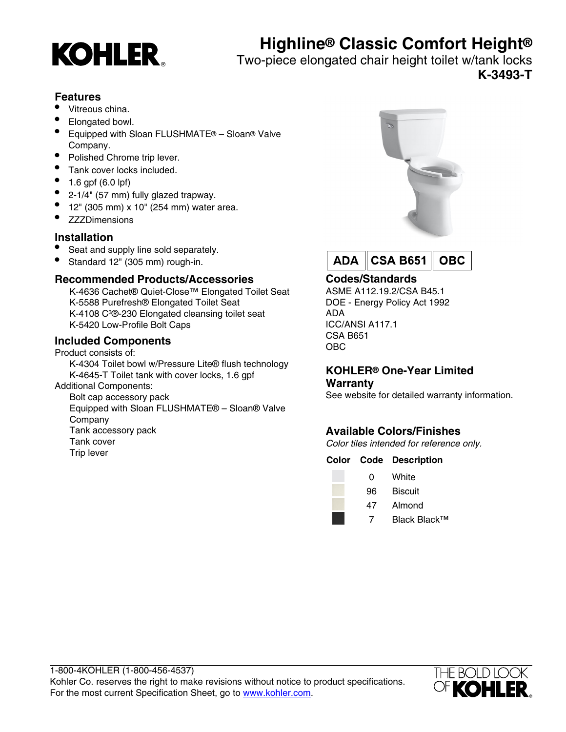# KOHLER

# Highline® Classic Comfort Height®

Two-piece elongated chair height toilet w/tank locks

**K-3493-T**

## Features

- Vitreous china.
- Elongated bowl.
- Equipped with Sloan FLUSHMATE® – Sloan® Valve Company.
- Polished Chrome trip lever.
- Tank cover locks included.
- 1.6 gpf (6.0 lpf)
- 2-1/4" (57 mm) fully glazed trapway.
- 12" (305 mm) x 10" (254 mm) water area.
- ZZZDimensions

## Installation

- Seat and supply line sold separately.
- Standard 12" (305 mm) rough-in.

## Recommended Products/Accessories

K-4636 Cachet® Quiet-Close™ Elongated Toilet Seat
K-5588 Purefresh® Elongated Toilet Seat
K-4108 C³®-230 Elongated cleansing toilet seat
K-5420 Low-Profile Bolt Caps

## Included Components

Product consists of:

K-4304 Toilet bowl w/Pressure Lite® flush technology
K-4645-T Toilet tank with cover locks, 1.6 gpf

Additional Components:

Bolt cap accessory pack
Equipped with Sloan FLUSHMATE® – Sloan® Valve Company
Tank accessory pack
Tank cover
Trip lever

**ADA** | **CSA B651** | **OBC**

## Codes/Standards

ASME A112.19.2/CSA B45.1
DOE - Energy Policy Act 1992
ADA
ICC/ANSI A117.1
CSA B651
OBC

## KOHLER® One-Year Limited Warranty

See website for detailed warranty information.

## Available Colors/Finishes

*Color tiles intended for reference only.*

| Color | Code | Description |
|---|---|---|
| | 0 | White |
| | 96 | Biscuit |
| | 47 | Almond |
| | 7 | Black Black™ |

1-800-4KOHLER (1-800-456-4537)
Kohler Co. reserves the right to make revisions without notice to product specifications.
For the most current Specification Sheet, go to www.kohler.com.

THE BOLD LOOK OF KOHLER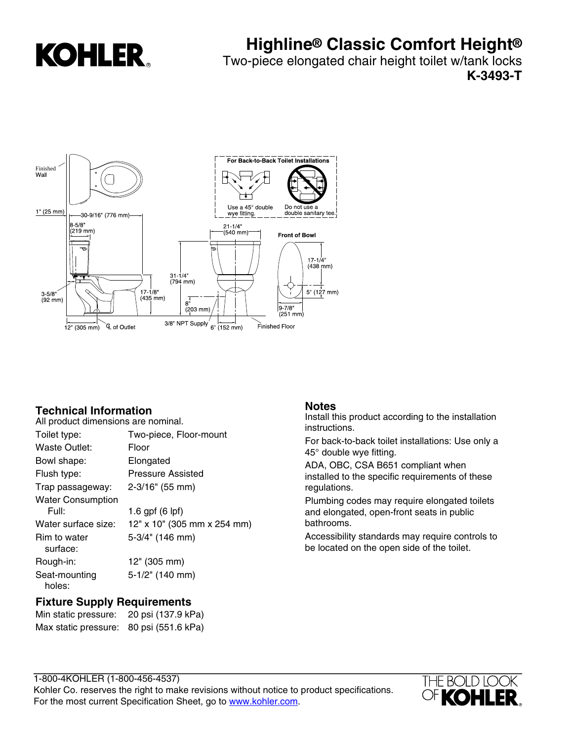# Highline® Classic Comfort Height®

Two-piece elongated chair height toilet w/tank locks

**K-3493-T**

Finished Wall

1" (25 mm)

30-9/16" (776 mm)

8-5/8" (219 mm)

3-5/8" (92 mm)

17-1/8" (435 mm)

31-1/4" (794 mm)

12" (305 mm)

℄ of Outlet

For Back-to-Back Toilet Installations

Use a 45° double wye fitting.

Do not use a double sanitary tee.

21-1/4" (540 mm)

8" (203 mm)

3/8" NPT Supply

6" (152 mm)

Front of Bowl

17-1/4" (438 mm)

5" (127 mm)

9-7/8" (251 mm)

Finished Floor

## Technical Information

All product dimensions are nominal.

| | |
|---|---|
| Toilet type: | Two-piece, Floor-mount |
| Waste Outlet: | Floor |
| Bowl shape: | Elongated |
| Flush type: | Pressure Assisted |
| Trap passageway: | 2-3/16" (55 mm) |
| Water Consumption Full: | 1.6 gpf (6 lpf) |
| Water surface size: | 12" x 10" (305 mm x 254 mm) |
| Rim to water surface: | 5-3/4" (146 mm) |
| Rough-in: | 12" (305 mm) |
| Seat-mounting holes: | 5-1/2" (140 mm) |

## Fixture Supply Requirements

| | |
|---|---|
| Min static pressure: | 20 psi (137.9 kPa) |
| Max static pressure: | 80 psi (551.6 kPa) |

## Notes

Install this product according to the installation instructions.

For back-to-back toilet installations: Use only a 45° double wye fitting.

ADA, OBC, CSA B651 compliant when installed to the specific requirements of these regulations.

Plumbing codes may require elongated toilets and elongated, open-front seats in public bathrooms.

Accessibility standards may require controls to be located on the open side of the toilet.

1-800-4KOHLER (1-800-456-4537)

Kohler Co. reserves the right to make revisions without notice to product specifications.

For the most current Specification Sheet, go to www.kohler.com.